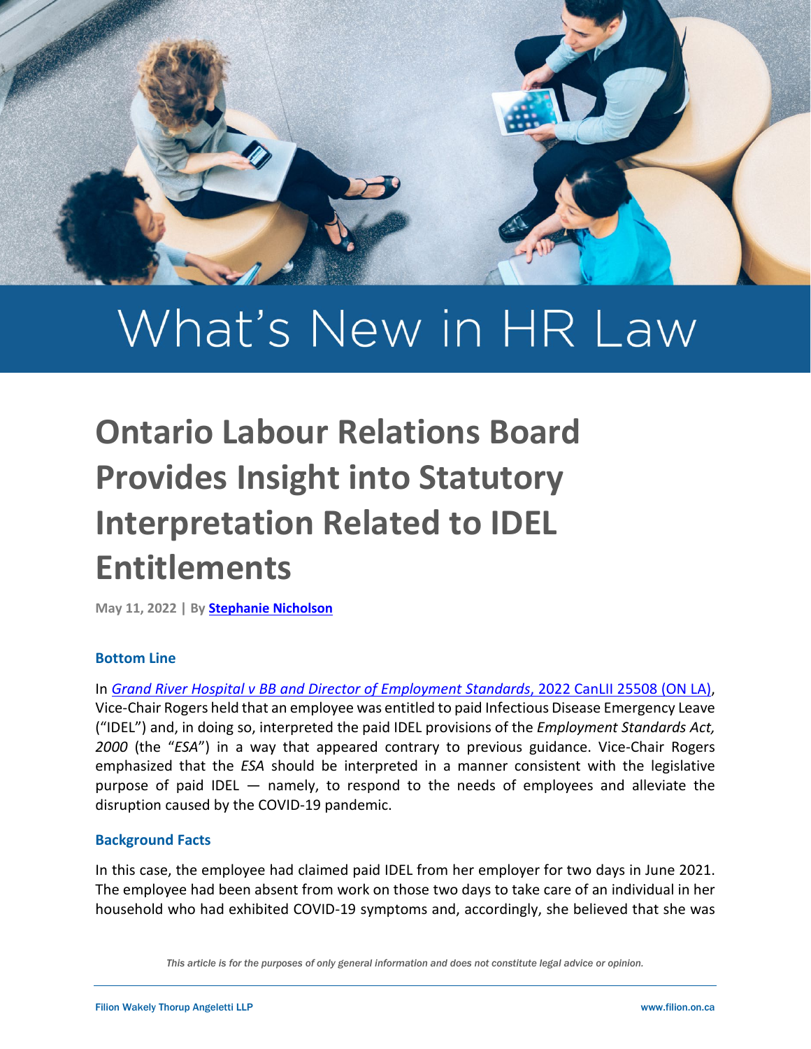# What's New in HR Law

## Ontario Labour Relations Board Provides Insight into Statutory Interpretation Related to IDEL Entitlements

**May 11, 2022 | By Stephanie Nicholson**

### Bottom Line

In *Grand River Hospital v BB and Director of Employment Standards*, 2022 CanLII 25508 (ON LA), Vice-Chair Rogers held that an employee was entitled to paid Infectious Disease Emergency Leave ("IDEL") and, in doing so, interpreted the paid IDEL provisions of the *Employment Standards Act, 2000* (the "*ESA*") in a way that appeared contrary to previous guidance. Vice-Chair Rogers emphasized that the *ESA* should be interpreted in a manner consistent with the legislative purpose of paid IDEL — namely, to respond to the needs of employees and alleviate the disruption caused by the COVID-19 pandemic.

### Background Facts

In this case, the employee had claimed paid IDEL from her employer for two days in June 2021. The employee had been absent from work on those two days to take care of an individual in her household who had exhibited COVID-19 symptoms and, accordingly, she believed that she was

*This article is for the purposes of only general information and does not constitute legal advice or opinion.*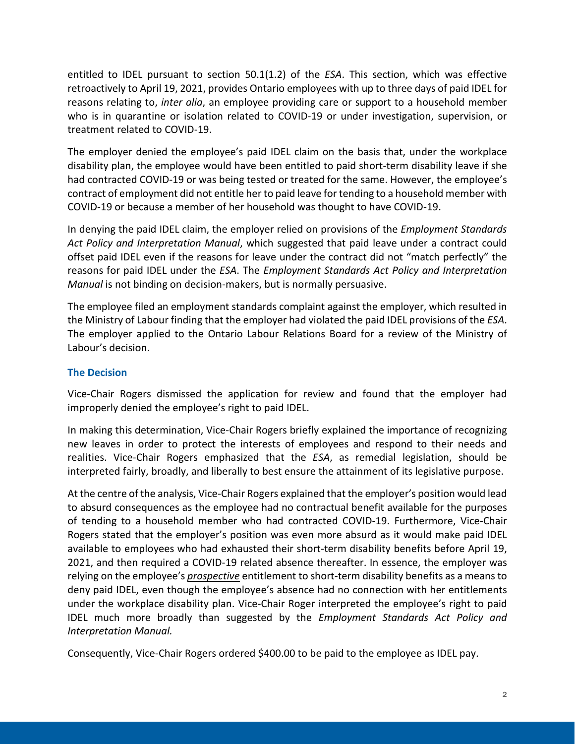entitled to IDEL pursuant to section 50.1(1.2) of the *ESA*. This section, which was effective retroactively to April 19, 2021, provides Ontario employees with up to three days of paid IDEL for reasons relating to, *inter alia*, an employee providing care or support to a household member who is in quarantine or isolation related to COVID-19 or under investigation, supervision, or treatment related to COVID-19.

The employer denied the employee's paid IDEL claim on the basis that, under the workplace disability plan, the employee would have been entitled to paid short-term disability leave if she had contracted COVID-19 or was being tested or treated for the same. However, the employee's contract of employment did not entitle her to paid leave for tending to a household member with COVID-19 or because a member of her household was thought to have COVID-19.

In denying the paid IDEL claim, the employer relied on provisions of the *Employment Standards Act Policy and Interpretation Manual*, which suggested that paid leave under a contract could offset paid IDEL even if the reasons for leave under the contract did not "match perfectly" the reasons for paid IDEL under the *ESA*. The *Employment Standards Act Policy and Interpretation Manual* is not binding on decision-makers, but is normally persuasive.

The employee filed an employment standards complaint against the employer, which resulted in the Ministry of Labour finding that the employer had violated the paid IDEL provisions of the *ESA*. The employer applied to the Ontario Labour Relations Board for a review of the Ministry of Labour's decision.

### The Decision

Vice-Chair Rogers dismissed the application for review and found that the employer had improperly denied the employee's right to paid IDEL.

In making this determination, Vice-Chair Rogers briefly explained the importance of recognizing new leaves in order to protect the interests of employees and respond to their needs and realities. Vice-Chair Rogers emphasized that the *ESA*, as remedial legislation, should be interpreted fairly, broadly, and liberally to best ensure the attainment of its legislative purpose.

At the centre of the analysis, Vice-Chair Rogers explained that the employer's position would lead to absurd consequences as the employee had no contractual benefit available for the purposes of tending to a household member who had contracted COVID-19. Furthermore, Vice-Chair Rogers stated that the employer's position was even more absurd as it would make paid IDEL available to employees who had exhausted their short-term disability benefits before April 19, 2021, and then required a COVID-19 related absence thereafter. In essence, the employer was relying on the employee's ***prospective*** entitlement to short-term disability benefits as a means to deny paid IDEL, even though the employee's absence had no connection with her entitlements under the workplace disability plan. Vice-Chair Roger interpreted the employee's right to paid IDEL much more broadly than suggested by the *Employment Standards Act Policy and Interpretation Manual.*

Consequently, Vice-Chair Rogers ordered $400.00 to be paid to the employee as IDEL pay.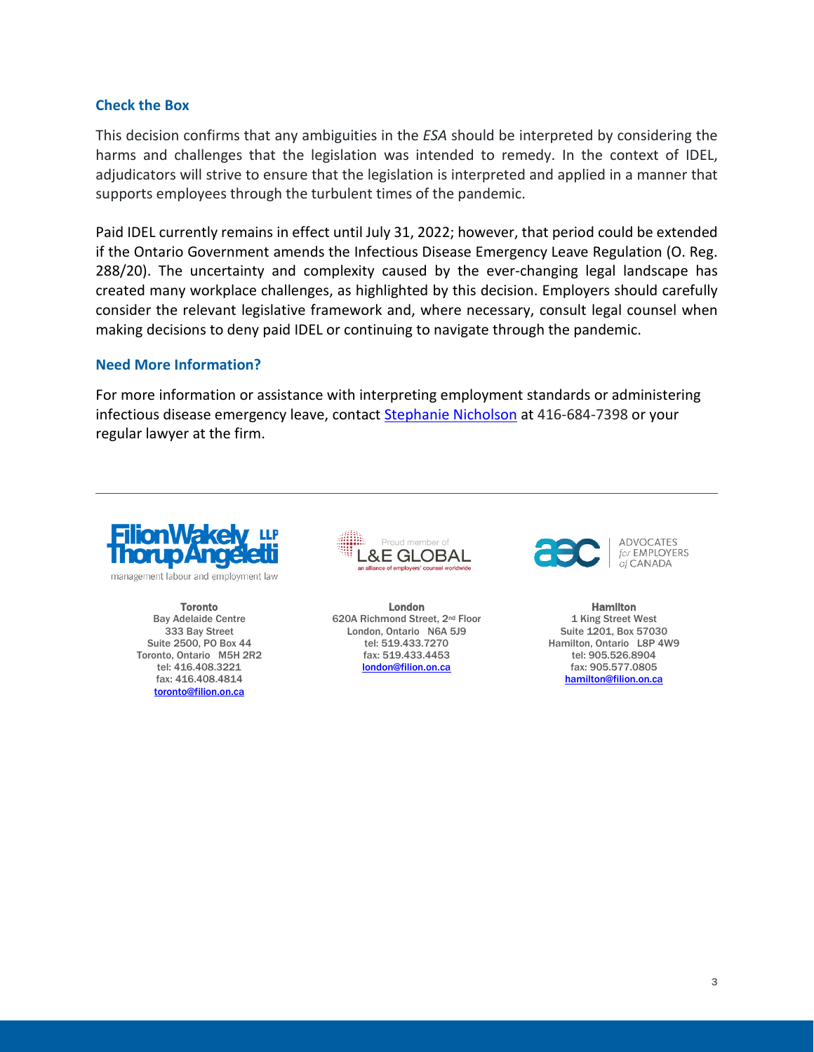### Check the Box

This decision confirms that any ambiguities in the *ESA* should be interpreted by considering the harms and challenges that the legislation was intended to remedy. In the context of IDEL, adjudicators will strive to ensure that the legislation is interpreted and applied in a manner that supports employees through the turbulent times of the pandemic.

Paid IDEL currently remains in effect until July 31, 2022; however, that period could be extended if the Ontario Government amends the Infectious Disease Emergency Leave Regulation (O. Reg. 288/20). The uncertainty and complexity caused by the ever-changing legal landscape has created many workplace challenges, as highlighted by this decision. Employers should carefully consider the relevant legislative framework and, where necessary, consult legal counsel when making decisions to deny paid IDEL or continuing to navigate through the pandemic.

### Need More Information?

For more information or assistance with interpreting employment standards or administering infectious disease emergency leave, contact Stephanie Nicholson at 416-684-7398 or your regular lawyer at the firm.

---

Filion Wakely Thorup Angeletti LLP
management labour and employment law

Proud member of L&E GLOBAL
an alliance of employers' counsel worldwide

ADVOCATES for EMPLOYERS of CANADA

**Toronto**
Bay Adelaide Centre
333 Bay Street
Suite 2500, PO Box 44
Toronto, Ontario M5H 2R2
tel: 416.408.3221
fax: 416.408.4814
toronto@filion.on.ca

**London**
620A Richmond Street, 2nd Floor
London, Ontario N6A 5J9
tel: 519.433.7270
fax: 519.433.4453
london@filion.on.ca

**Hamilton**
1 King Street West
Suite 1201, Box 57030
Hamilton, Ontario L8P 4W9
tel: 905.526.8904
fax: 905.577.0805
hamilton@filion.on.ca